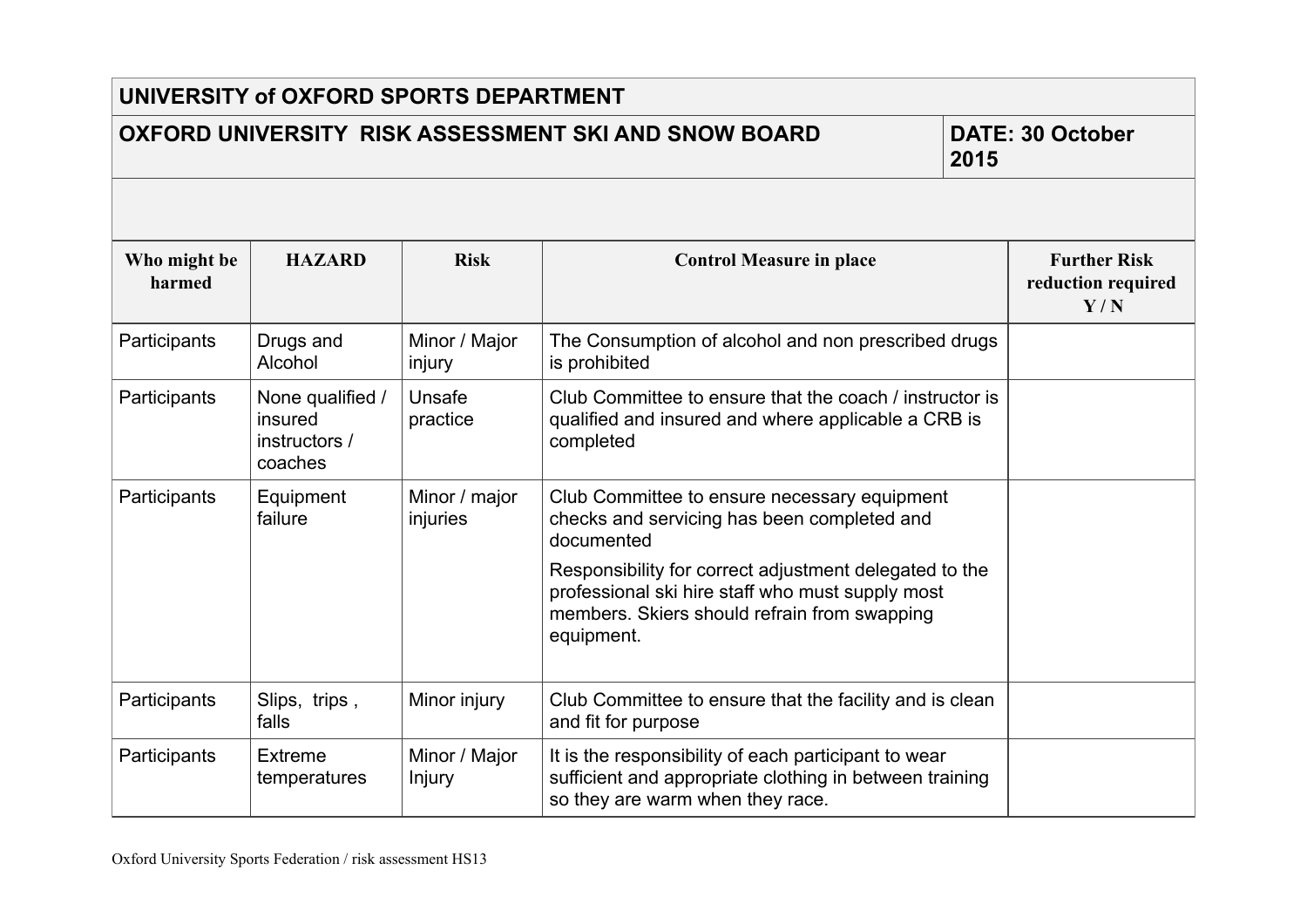# UNIVERSITY of OXFORD SPORTS DEPARTMENT

## OXFORD UNIVERSITY RISK ASSESSMENT SKI AND SNOW BOARD

**DATE: 30 October 2015**

| Who might be harmed | HAZARD | Risk | Control Measure in place | Further Risk reduction required Y / N |
|---|---|---|---|---|
| Participants | Drugs and Alcohol | Minor / Major injury | The Consumption of alcohol and non prescribed drugs is prohibited | |
| Participants | None qualified / insured instructors / coaches | Unsafe practice | Club Committee to ensure that the coach / instructor is qualified and insured and where applicable a CRB is completed | |
| Participants | Equipment failure | Minor / major injuries | Club Committee to ensure necessary equipment checks and servicing has been completed and documented<br><br>Responsibility for correct adjustment delegated to the professional ski hire staff who must supply most members. Skiers should refrain from swapping equipment. | |
| Participants | Slips, trips , falls | Minor injury | Club Committee to ensure that the facility and is clean and fit for purpose | |
| Participants | Extreme temperatures | Minor / Major Injury | It is the responsibility of each participant to wear sufficient and appropriate clothing in between training so they are warm when they race. | |

Oxford University Sports Federation / risk assessment HS13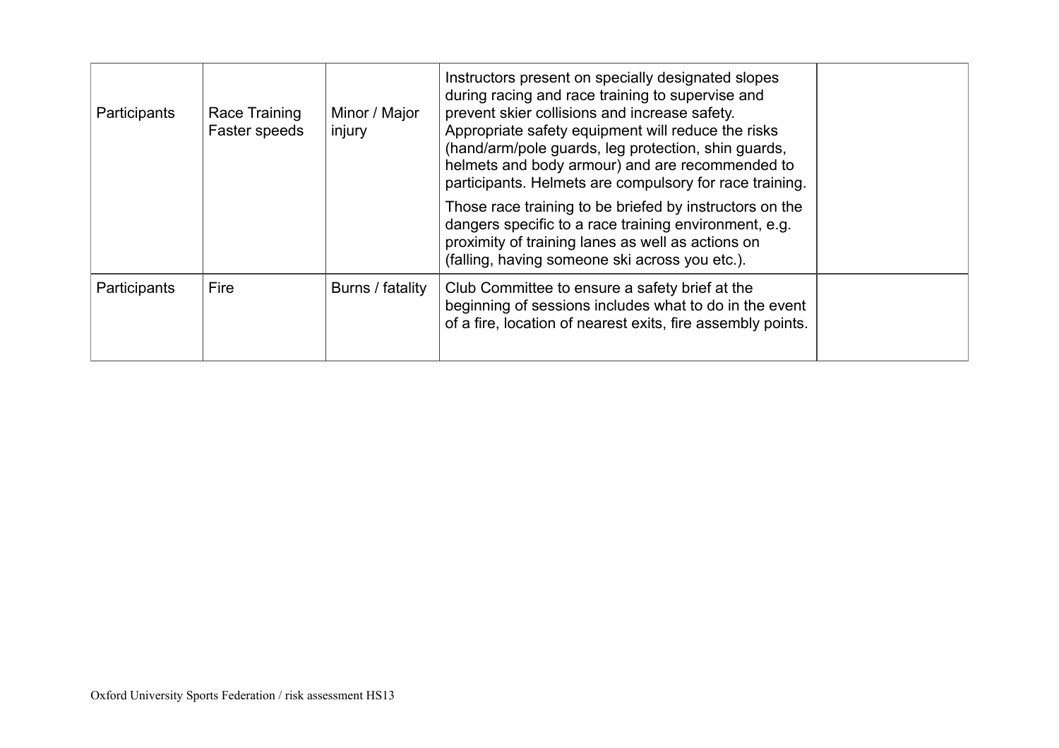| | | | | |
|---|---|---|---|---|
| Participants | Race Training Faster speeds | Minor / Major injury | Instructors present on specially designated slopes during racing and race training to supervise and prevent skier collisions and increase safety. Appropriate safety equipment will reduce the risks (hand/arm/pole guards, leg protection, shin guards, helmets and body armour) and are recommended to participants. Helmets are compulsory for race training.<br><br>Those race training to be briefed by instructors on the dangers specific to a race training environment, e.g. proximity of training lanes as well as actions on (falling, having someone ski across you etc.). | |
| Participants | Fire | Burns / fatality | Club Committee to ensure a safety brief at the beginning of sessions includes what to do in the event of a fire, location of nearest exits, fire assembly points. | |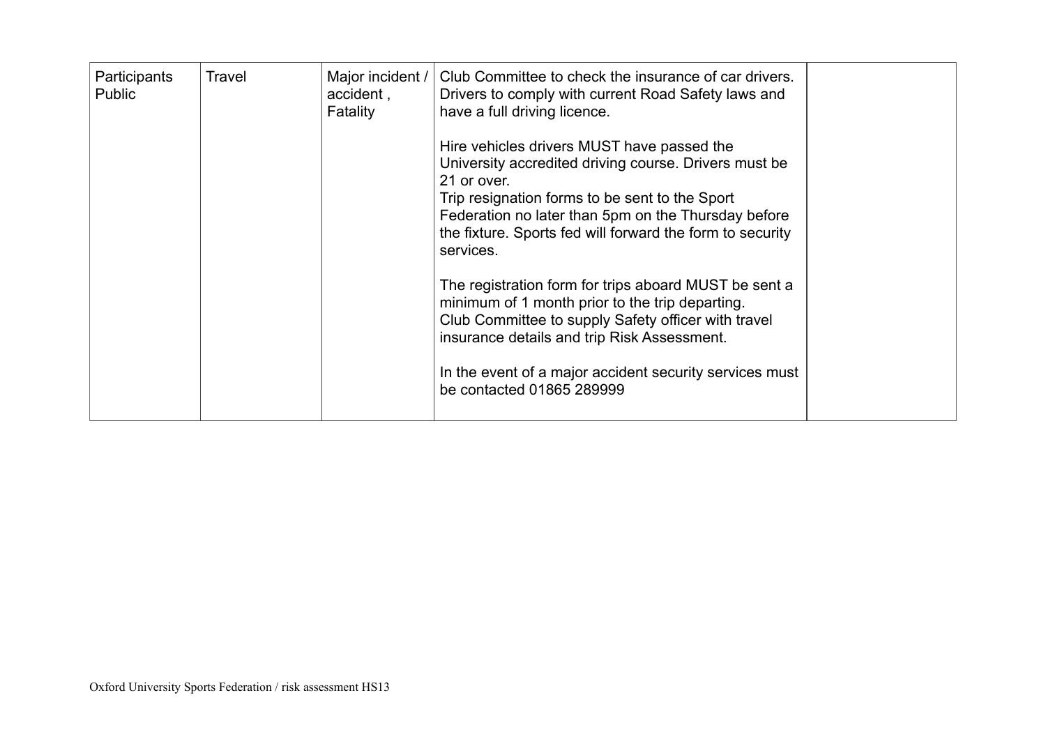| | | | | |
|---|---|---|---|---|
| Participants<br>Public | Travel | Major incident / accident , Fatality | Club Committee to check the insurance of car drivers. Drivers to comply with current Road Safety laws and have a full driving licence.<br><br>Hire vehicles drivers MUST have passed the University accredited driving course. Drivers must be 21 or over.<br>Trip resignation forms to be sent to the Sport Federation no later than 5pm on the Thursday before the fixture. Sports fed will forward the form to security services.<br><br>The registration form for trips aboard MUST be sent a minimum of 1 month prior to the trip departing.<br>Club Committee to supply Safety officer with travel insurance details and trip Risk Assessment.<br><br>In the event of a major accident security services must be contacted 01865 289999 | |

Oxford University Sports Federation / risk assessment HS13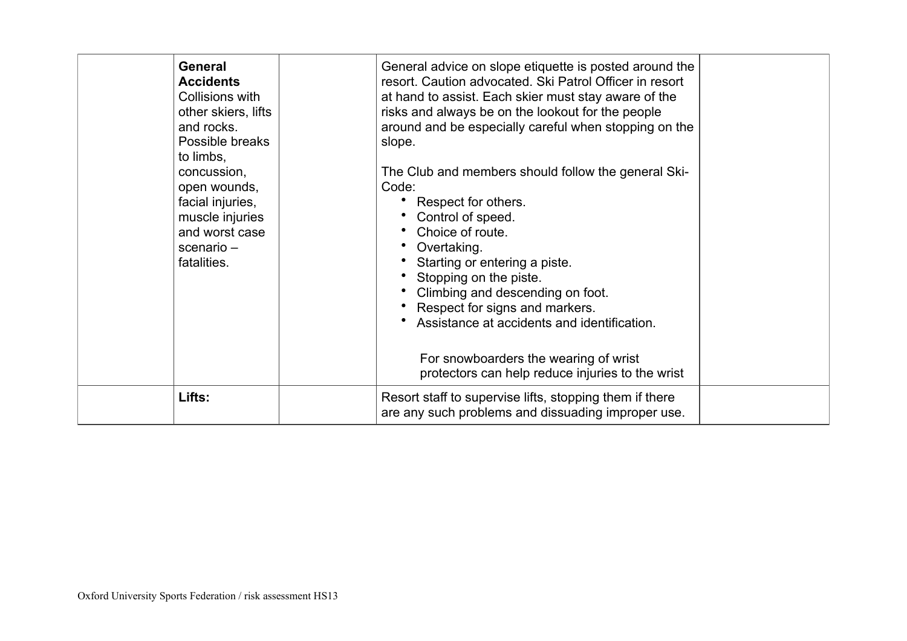|  |  |  |  |  |
|---|---|---|---|---|
|  | **General Accidents** Collisions with other skiers, lifts and rocks. Possible breaks to limbs, concussion, open wounds, facial injuries, muscle injuries and worst case scenario – fatalities. |  | General advice on slope etiquette is posted around the resort. Caution advocated. Ski Patrol Officer in resort at hand to assist. Each skier must stay aware of the risks and always be on the lookout for the people around and be especially careful when stopping on the slope.<br><br>The Club and members should follow the general Ski-Code:<br>• Respect for others.<br>• Control of speed.<br>• Choice of route.<br>• Overtaking.<br>• Starting or entering a piste.<br>• Stopping on the piste.<br>• Climbing and descending on foot.<br>• Respect for signs and markers.<br>• Assistance at accidents and identification.<br><br>For snowboarders the wearing of wrist protectors can help reduce injuries to the wrist |  |
|  | **Lifts:** |  | Resort staff to supervise lifts, stopping them if there are any such problems and dissuading improper use. |  |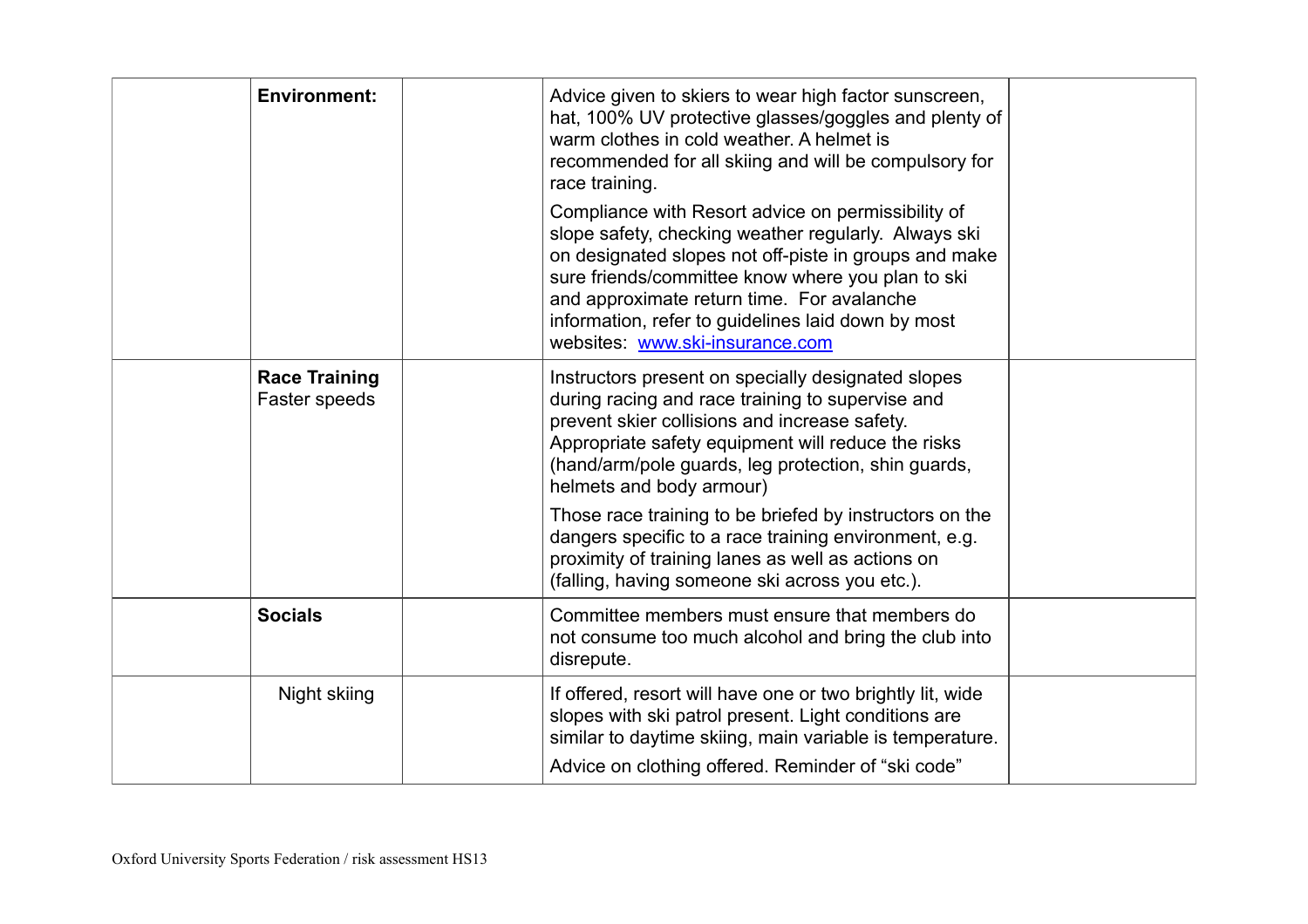| | | | | |
|---|---|---|---|---|
| | **Environment:** | | Advice given to skiers to wear high factor sunscreen, hat, 100% UV protective glasses/goggles and plenty of warm clothes in cold weather. A helmet is recommended for all skiing and will be compulsory for race training.<br><br>Compliance with Resort advice on permissibility of slope safety, checking weather regularly. Always ski on designated slopes not off-piste in groups and make sure friends/committee know where you plan to ski and approximate return time. For avalanche information, refer to guidelines laid down by most websites: [www.ski-insurance.com](http://www.ski-insurance.com) | |
| | **Race Training**<br>Faster speeds | | Instructors present on specially designated slopes during racing and race training to supervise and prevent skier collisions and increase safety. Appropriate safety equipment will reduce the risks (hand/arm/pole guards, leg protection, shin guards, helmets and body armour)<br><br>Those race training to be briefed by instructors on the dangers specific to a race training environment, e.g. proximity of training lanes as well as actions on (falling, having someone ski across you etc.). | |
| | **Socials** | | Committee members must ensure that members do not consume too much alcohol and bring the club into disrepute. | |
| | Night skiing | | If offered, resort will have one or two brightly lit, wide slopes with ski patrol present. Light conditions are similar to daytime skiing, main variable is temperature.<br><br>Advice on clothing offered. Reminder of "ski code" | |

Oxford University Sports Federation / risk assessment HS13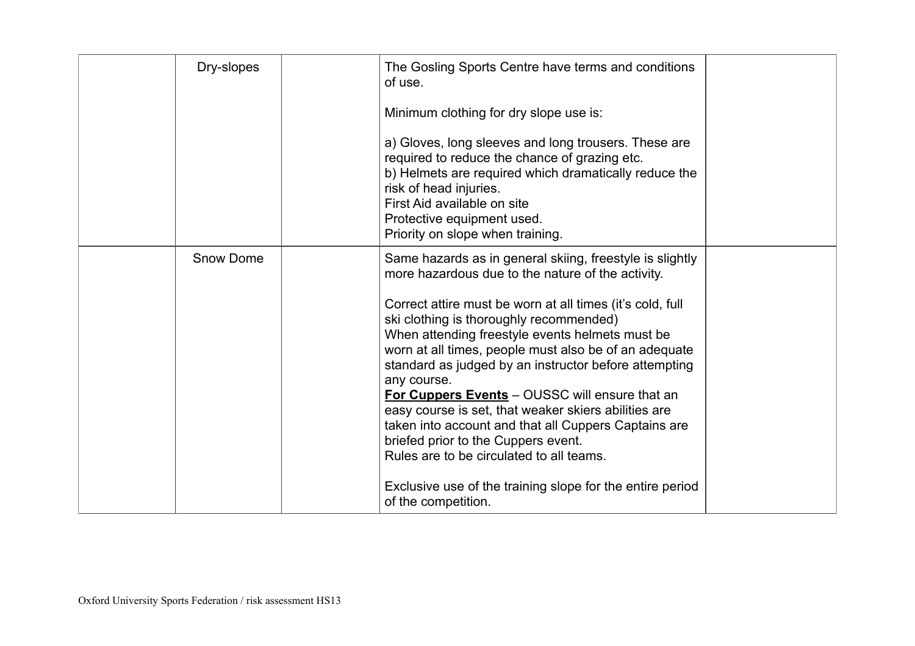|  |  |  |  |  |
| --- | --- | --- | --- | --- |
|  | Dry-slopes |  | The Gosling Sports Centre have terms and conditions of use.<br><br>Minimum clothing for dry slope use is:<br><br>a) Gloves, long sleeves and long trousers. These are required to reduce the chance of grazing etc.<br>b) Helmets are required which dramatically reduce the risk of head injuries.<br>First Aid available on site<br>Protective equipment used.<br>Priority on slope when training. |  |
|  | Snow Dome |  | Same hazards as in general skiing, freestyle is slightly more hazardous due to the nature of the activity.<br><br>Correct attire must be worn at all times (it's cold, full ski clothing is thoroughly recommended)<br>When attending freestyle events helmets must be worn at all times, people must also be of an adequate standard as judged by an instructor before attempting any course.<br>**For Cuppers Events** – OUSSC will ensure that an easy course is set, that weaker skiers abilities are taken into account and that all Cuppers Captains are briefed prior to the Cuppers event.<br>Rules are to be circulated to all teams.<br><br>Exclusive use of the training slope for the entire period of the competition. |  |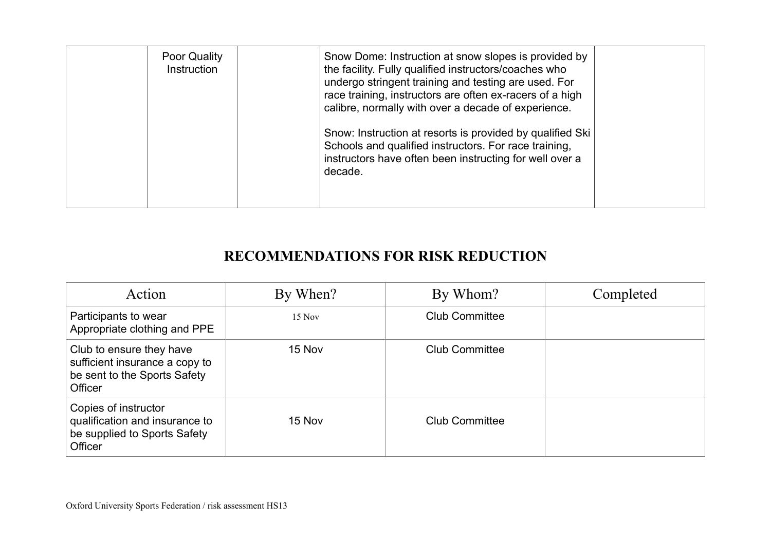|  | Poor Quality Instruction |  | Snow Dome: Instruction at snow slopes is provided by the facility. Fully qualified instructors/coaches who undergo stringent training and testing are used. For race training, instructors are often ex-racers of a high calibre, normally with over a decade of experience.<br><br>Snow: Instruction at resorts is provided by qualified Ski Schools and qualified instructors. For race training, instructors have often been instructing for well over a decade. |  |
|---|---|---|---|---|

## RECOMMENDATIONS FOR RISK REDUCTION

| Action | By When? | By Whom? | Completed |
|---|---|---|---|
| Participants to wear Appropriate clothing and PPE | 15 Nov | Club Committee |  |
| Club to ensure they have sufficient insurance a copy to be sent to the Sports Safety Officer | 15 Nov | Club Committee |  |
| Copies of instructor qualification and insurance to be supplied to Sports Safety Officer | 15 Nov | Club Committee |  |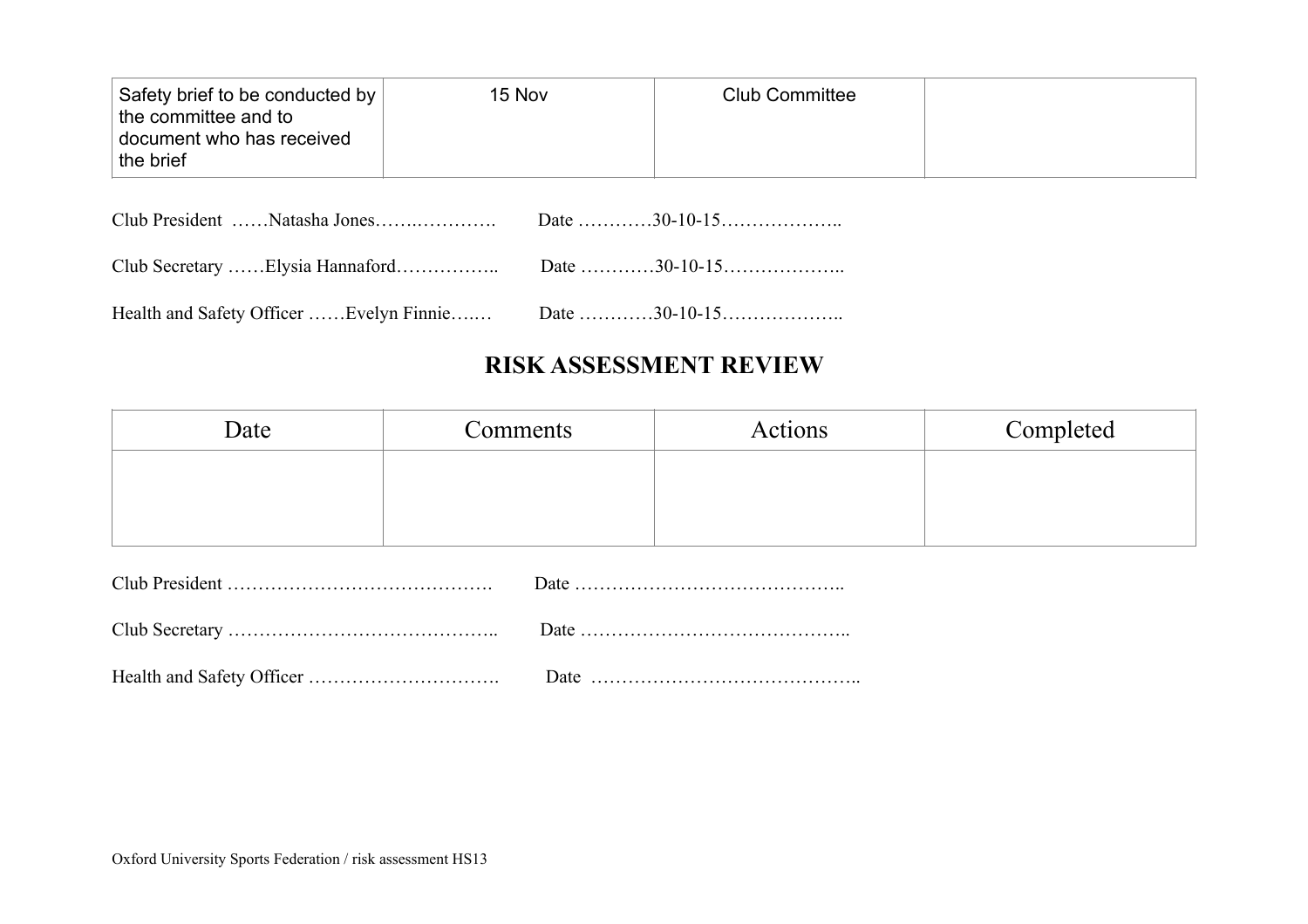| | | | |
|---|---|---|---|
| Safety brief to be conducted by the committee and to document who has received the brief | 15 Nov | Club Committee | |

Club President ……Natasha Jones…….…………. Date …………30-10-15………………..

Club Secretary ……Elysia Hannaford…………….. Date …………30-10-15………………..

Health and Safety Officer ……Evelyn Finnie…..… Date …………30-10-15………………..

## RISK ASSESSMENT REVIEW

| Date | Comments | Actions | Completed |
|---|---|---|---|
| | | | |

Club President ……………………………………. Date ……………………………………..

Club Secretary …………………………………….. Date ……………………………………..

Health and Safety Officer …………………………. Date ……………………………………..